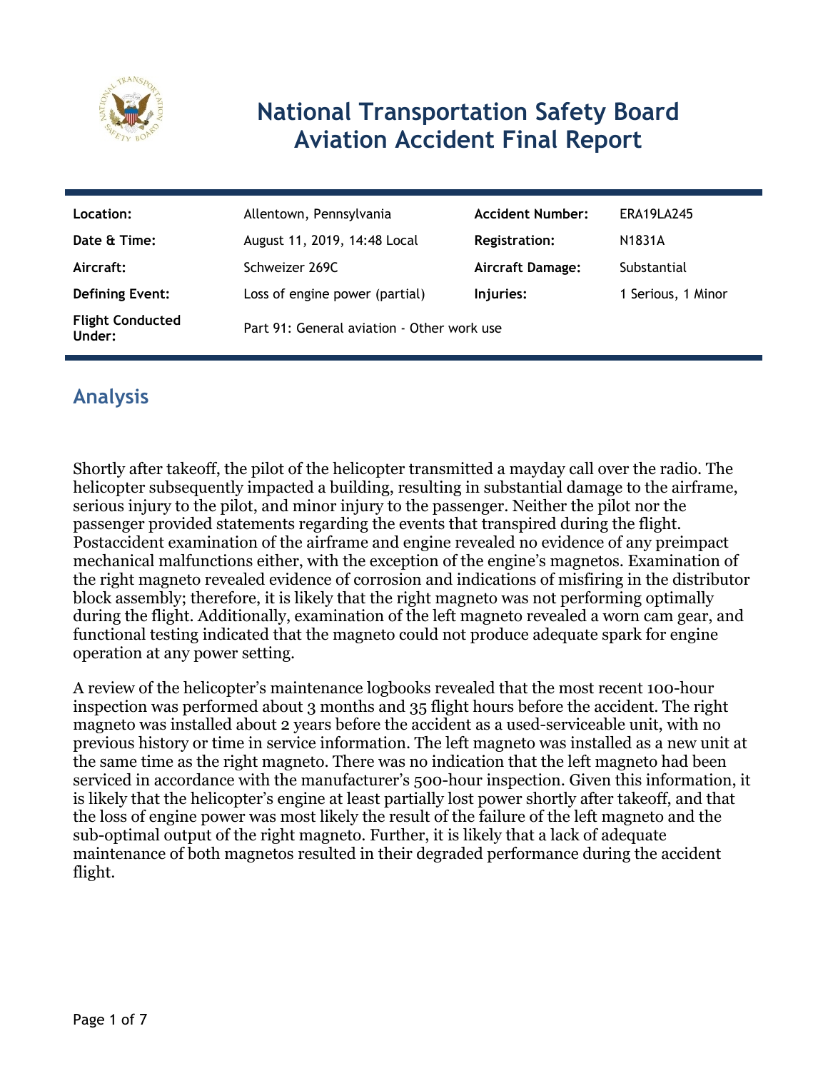# National Transportation Safety Board Aviation Accident Final Report

| Location: | Allentown, Pennsylvania | Accident Number: | ERA19LA245 |
| --- | --- | --- | --- |
| Date & Time: | August 11, 2019, 14:48 Local | Registration: | N1831A |
| Aircraft: | Schweizer 269C | Aircraft Damage: | Substantial |
| Defining Event: | Loss of engine power (partial) | Injuries: | 1 Serious, 1 Minor |
| Flight Conducted Under: | Part 91: General aviation - Other work use | | |

## Analysis

Shortly after takeoff, the pilot of the helicopter transmitted a mayday call over the radio. The helicopter subsequently impacted a building, resulting in substantial damage to the airframe, serious injury to the pilot, and minor injury to the passenger. Neither the pilot nor the passenger provided statements regarding the events that transpired during the flight. Postaccident examination of the airframe and engine revealed no evidence of any preimpact mechanical malfunctions either, with the exception of the engine's magnetos. Examination of the right magneto revealed evidence of corrosion and indications of misfiring in the distributor block assembly; therefore, it is likely that the right magneto was not performing optimally during the flight. Additionally, examination of the left magneto revealed a worn cam gear, and functional testing indicated that the magneto could not produce adequate spark for engine operation at any power setting.

A review of the helicopter's maintenance logbooks revealed that the most recent 100-hour inspection was performed about 3 months and 35 flight hours before the accident. The right magneto was installed about 2 years before the accident as a used-serviceable unit, with no previous history or time in service information. The left magneto was installed as a new unit at the same time as the right magneto. There was no indication that the left magneto had been serviced in accordance with the manufacturer's 500-hour inspection. Given this information, it is likely that the helicopter's engine at least partially lost power shortly after takeoff, and that the loss of engine power was most likely the result of the failure of the left magneto and the sub-optimal output of the right magneto. Further, it is likely that a lack of adequate maintenance of both magnetos resulted in their degraded performance during the accident flight.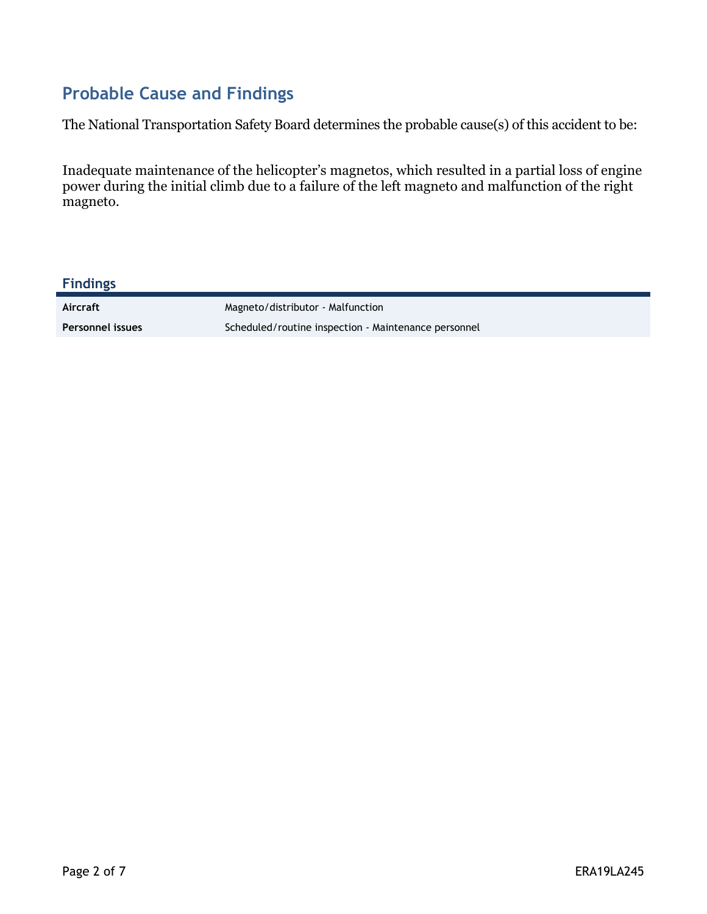## Probable Cause and Findings

The National Transportation Safety Board determines the probable cause(s) of this accident to be:

Inadequate maintenance of the helicopter's magnetos, which resulted in a partial loss of engine power during the initial climb due to a failure of the left magneto and malfunction of the right magneto.

### Findings

| | |
|---|---|
| **Aircraft** | Magneto/distributor - Malfunction |
| **Personnel issues** | Scheduled/routine inspection - Maintenance personnel |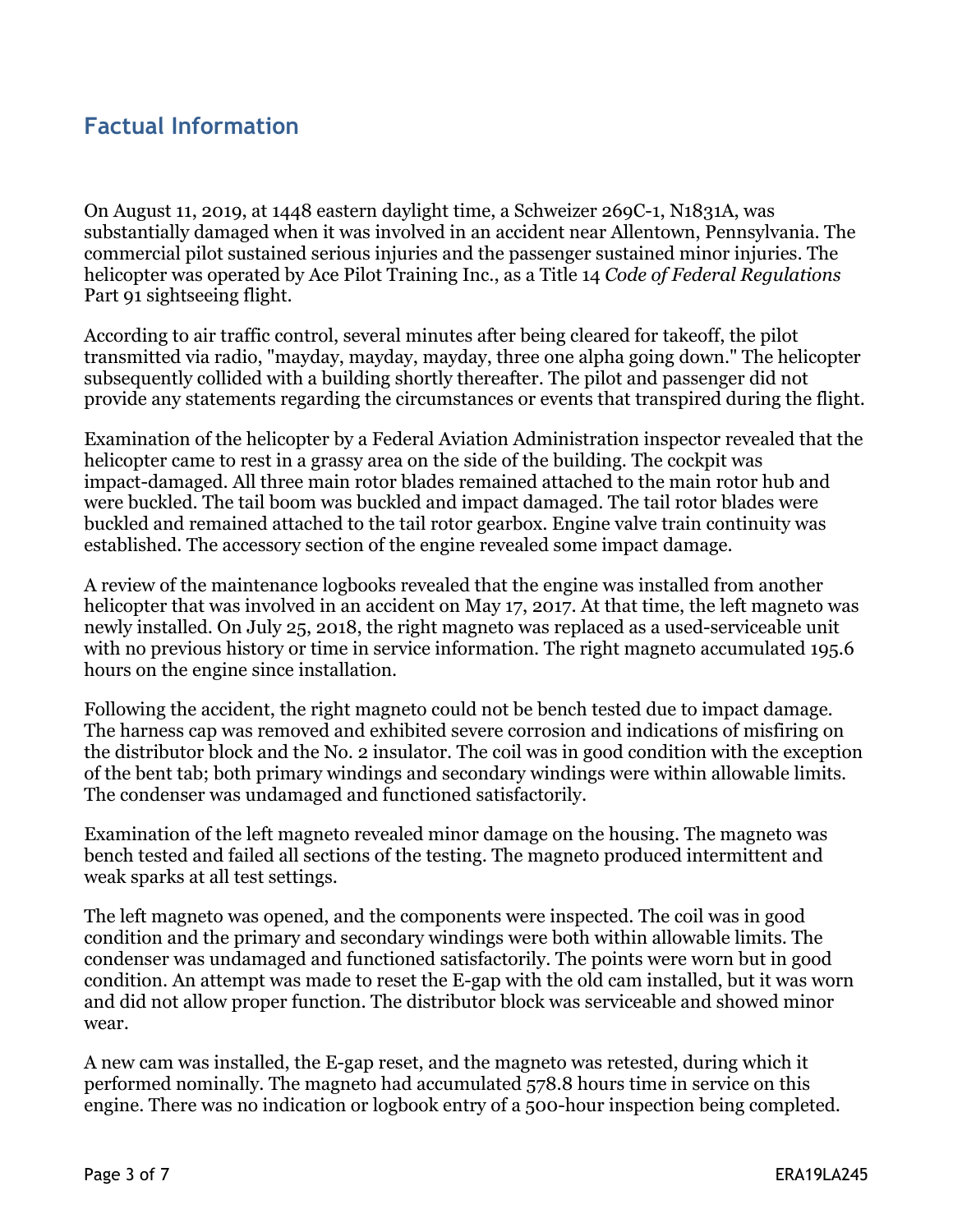## Factual Information

On August 11, 2019, at 1448 eastern daylight time, a Schweizer 269C-1, N1831A, was substantially damaged when it was involved in an accident near Allentown, Pennsylvania. The commercial pilot sustained serious injuries and the passenger sustained minor injuries. The helicopter was operated by Ace Pilot Training Inc., as a Title 14 *Code of Federal Regulations* Part 91 sightseeing flight.

According to air traffic control, several minutes after being cleared for takeoff, the pilot transmitted via radio, "mayday, mayday, mayday, three one alpha going down." The helicopter subsequently collided with a building shortly thereafter. The pilot and passenger did not provide any statements regarding the circumstances or events that transpired during the flight.

Examination of the helicopter by a Federal Aviation Administration inspector revealed that the helicopter came to rest in a grassy area on the side of the building. The cockpit was impact-damaged. All three main rotor blades remained attached to the main rotor hub and were buckled. The tail boom was buckled and impact damaged. The tail rotor blades were buckled and remained attached to the tail rotor gearbox. Engine valve train continuity was established. The accessory section of the engine revealed some impact damage.

A review of the maintenance logbooks revealed that the engine was installed from another helicopter that was involved in an accident on May 17, 2017. At that time, the left magneto was newly installed. On July 25, 2018, the right magneto was replaced as a used-serviceable unit with no previous history or time in service information. The right magneto accumulated 195.6 hours on the engine since installation.

Following the accident, the right magneto could not be bench tested due to impact damage. The harness cap was removed and exhibited severe corrosion and indications of misfiring on the distributor block and the No. 2 insulator. The coil was in good condition with the exception of the bent tab; both primary windings and secondary windings were within allowable limits. The condenser was undamaged and functioned satisfactorily.

Examination of the left magneto revealed minor damage on the housing. The magneto was bench tested and failed all sections of the testing. The magneto produced intermittent and weak sparks at all test settings.

The left magneto was opened, and the components were inspected. The coil was in good condition and the primary and secondary windings were both within allowable limits. The condenser was undamaged and functioned satisfactorily. The points were worn but in good condition. An attempt was made to reset the E-gap with the old cam installed, but it was worn and did not allow proper function. The distributor block was serviceable and showed minor wear.

A new cam was installed, the E-gap reset, and the magneto was retested, during which it performed nominally. The magneto had accumulated 578.8 hours time in service on this engine. There was no indication or logbook entry of a 500-hour inspection being completed.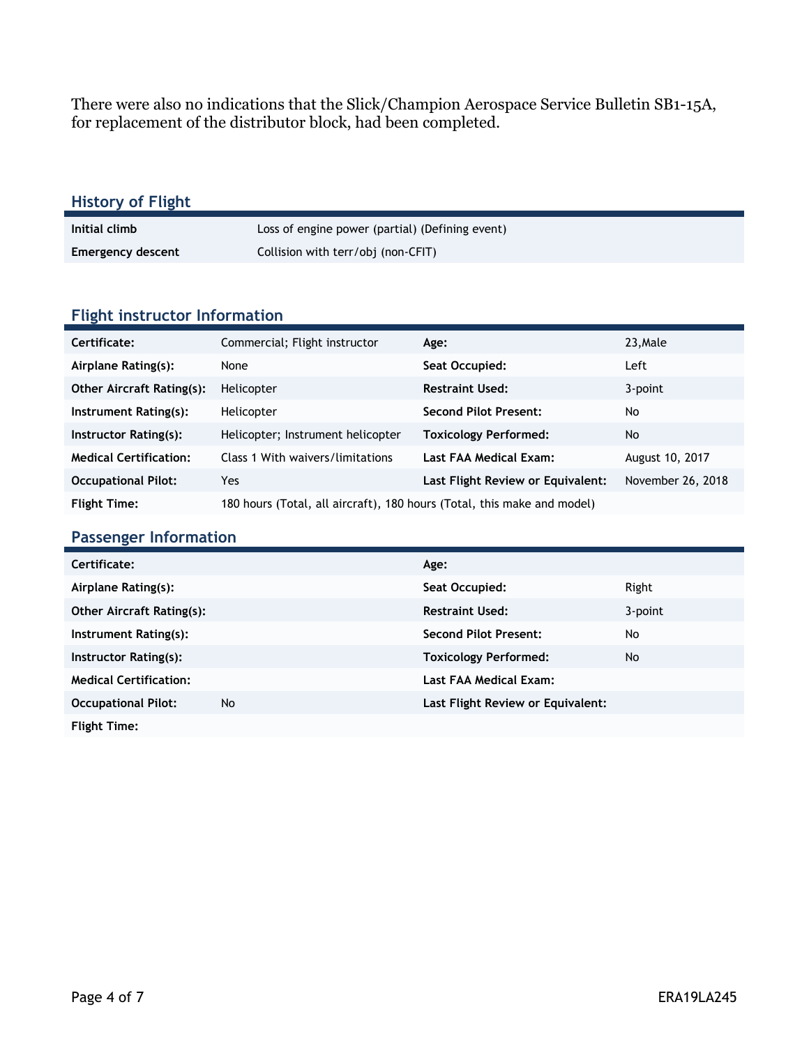There were also no indications that the Slick/Champion Aerospace Service Bulletin SB1-15A, for replacement of the distributor block, had been completed.

## History of Flight

| | |
|---|---|
| **Initial climb** | Loss of engine power (partial) (Defining event) |
| **Emergency descent** | Collision with terr/obj (non-CFIT) |

## Flight instructor Information

| | | | |
|---|---|---|---|
| **Certificate:** | Commercial; Flight instructor | **Age:** | 23,Male |
| **Airplane Rating(s):** | None | **Seat Occupied:** | Left |
| **Other Aircraft Rating(s):** | Helicopter | **Restraint Used:** | 3-point |
| **Instrument Rating(s):** | Helicopter | **Second Pilot Present:** | No |
| **Instructor Rating(s):** | Helicopter; Instrument helicopter | **Toxicology Performed:** | No |
| **Medical Certification:** | Class 1 With waivers/limitations | **Last FAA Medical Exam:** | August 10, 2017 |
| **Occupational Pilot:** | Yes | **Last Flight Review or Equivalent:** | November 26, 2018 |
| **Flight Time:** | 180 hours (Total, all aircraft), 180 hours (Total, this make and model) | | |

## Passenger Information

| | | | |
|---|---|---|---|
| **Certificate:** | | **Age:** | |
| **Airplane Rating(s):** | | **Seat Occupied:** | Right |
| **Other Aircraft Rating(s):** | | **Restraint Used:** | 3-point |
| **Instrument Rating(s):** | | **Second Pilot Present:** | No |
| **Instructor Rating(s):** | | **Toxicology Performed:** | No |
| **Medical Certification:** | | **Last FAA Medical Exam:** | |
| **Occupational Pilot:** | No | **Last Flight Review or Equivalent:** | |
| **Flight Time:** | | | |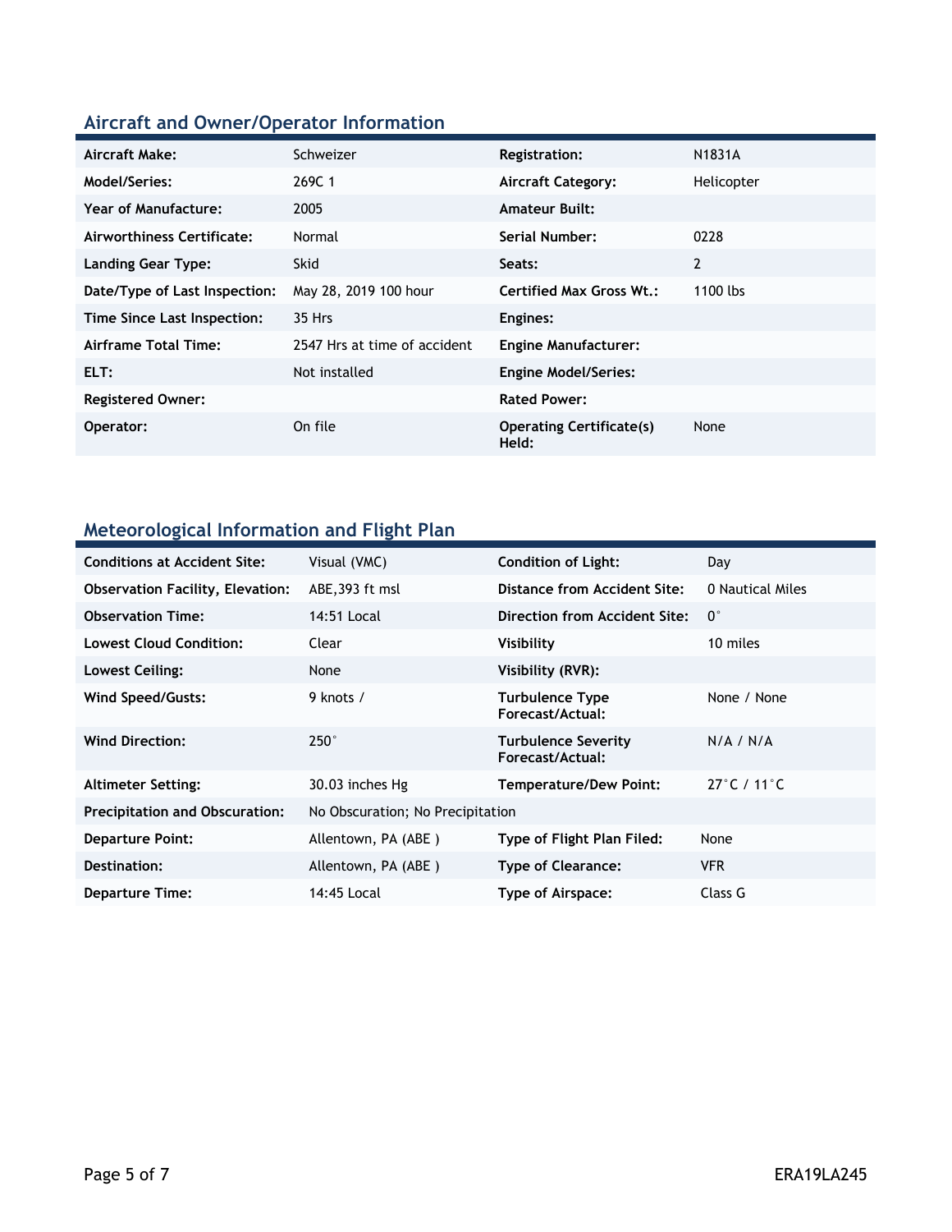## Aircraft and Owner/Operator Information

| | | | |
|---|---|---|---|
| **Aircraft Make:** | Schweizer | **Registration:** | N1831A |
| **Model/Series:** | 269C 1 | **Aircraft Category:** | Helicopter |
| **Year of Manufacture:** | 2005 | **Amateur Built:** | |
| **Airworthiness Certificate:** | Normal | **Serial Number:** | 0228 |
| **Landing Gear Type:** | Skid | **Seats:** | 2 |
| **Date/Type of Last Inspection:** | May 28, 2019 100 hour | **Certified Max Gross Wt.:** | 1100 lbs |
| **Time Since Last Inspection:** | 35 Hrs | **Engines:** | |
| **Airframe Total Time:** | 2547 Hrs at time of accident | **Engine Manufacturer:** | |
| **ELT:** | Not installed | **Engine Model/Series:** | |
| **Registered Owner:** | | **Rated Power:** | |
| **Operator:** | On file | **Operating Certificate(s) Held:** | None |

## Meteorological Information and Flight Plan

| | | | |
|---|---|---|---|
| **Conditions at Accident Site:** | Visual (VMC) | **Condition of Light:** | Day |
| **Observation Facility, Elevation:** | ABE,393 ft msl | **Distance from Accident Site:** | 0 Nautical Miles |
| **Observation Time:** | 14:51 Local | **Direction from Accident Site:** | 0° |
| **Lowest Cloud Condition:** | Clear | **Visibility** | 10 miles |
| **Lowest Ceiling:** | None | **Visibility (RVR):** | |
| **Wind Speed/Gusts:** | 9 knots / | **Turbulence Type Forecast/Actual:** | None / None |
| **Wind Direction:** | 250° | **Turbulence Severity Forecast/Actual:** | N/A / N/A |
| **Altimeter Setting:** | 30.03 inches Hg | **Temperature/Dew Point:** | 27°C / 11°C |
| **Precipitation and Obscuration:** | No Obscuration; No Precipitation | | |
| **Departure Point:** | Allentown, PA (ABE ) | **Type of Flight Plan Filed:** | None |
| **Destination:** | Allentown, PA (ABE ) | **Type of Clearance:** | VFR |
| **Departure Time:** | 14:45 Local | **Type of Airspace:** | Class G |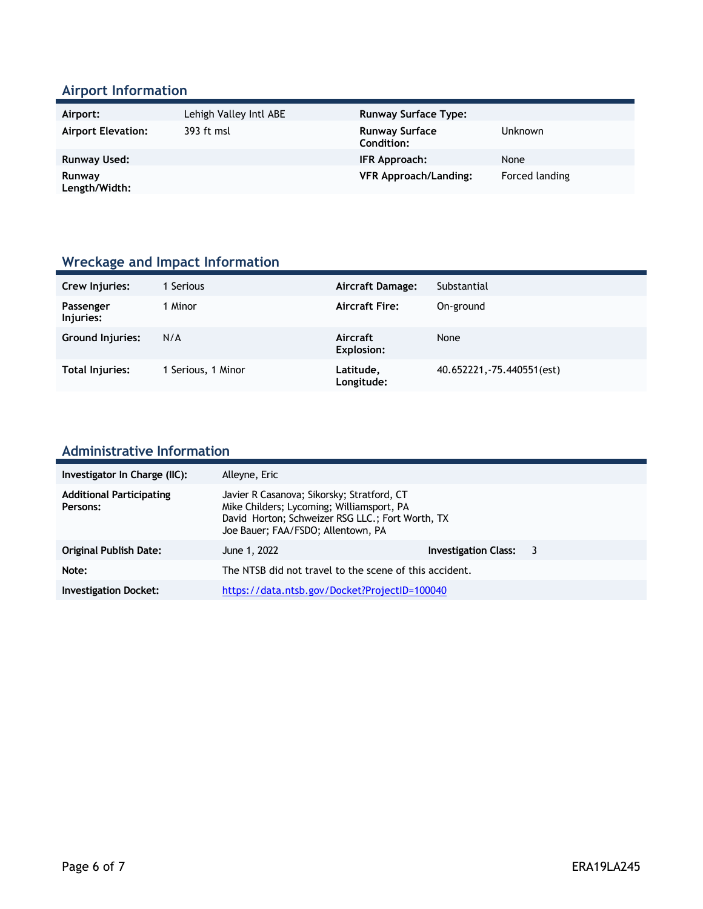## Airport Information

| | | | |
|---|---|---|---|
| **Airport:** | Lehigh Valley Intl ABE | **Runway Surface Type:** | |
| **Airport Elevation:** | 393 ft msl | **Runway Surface Condition:** | Unknown |
| **Runway Used:** | | **IFR Approach:** | None |
| **Runway Length/Width:** | | **VFR Approach/Landing:** | Forced landing |

## Wreckage and Impact Information

| | | | |
|---|---|---|---|
| **Crew Injuries:** | 1 Serious | **Aircraft Damage:** | Substantial |
| **Passenger Injuries:** | 1 Minor | **Aircraft Fire:** | On-ground |
| **Ground Injuries:** | N/A | **Aircraft Explosion:** | None |
| **Total Injuries:** | 1 Serious, 1 Minor | **Latitude, Longitude:** | 40.652221,-75.440551(est) |

## Administrative Information

| | | | |
|---|---|---|---|
| **Investigator In Charge (IIC):** | Alleyne, Eric | | |
| **Additional Participating Persons:** | Javier R Casanova; Sikorsky; Stratford, CT<br>Mike Childers; Lycoming; Williamsport, PA<br>David Horton; Schweizer RSG LLC.; Fort Worth, TX<br>Joe Bauer; FAA/FSDO; Allentown, PA | | |
| **Original Publish Date:** | June 1, 2022 | **Investigation Class:** | 3 |
| **Note:** | The NTSB did not travel to the scene of this accident. | | |
| **Investigation Docket:** | https://data.ntsb.gov/Docket?ProjectID=100040 | | |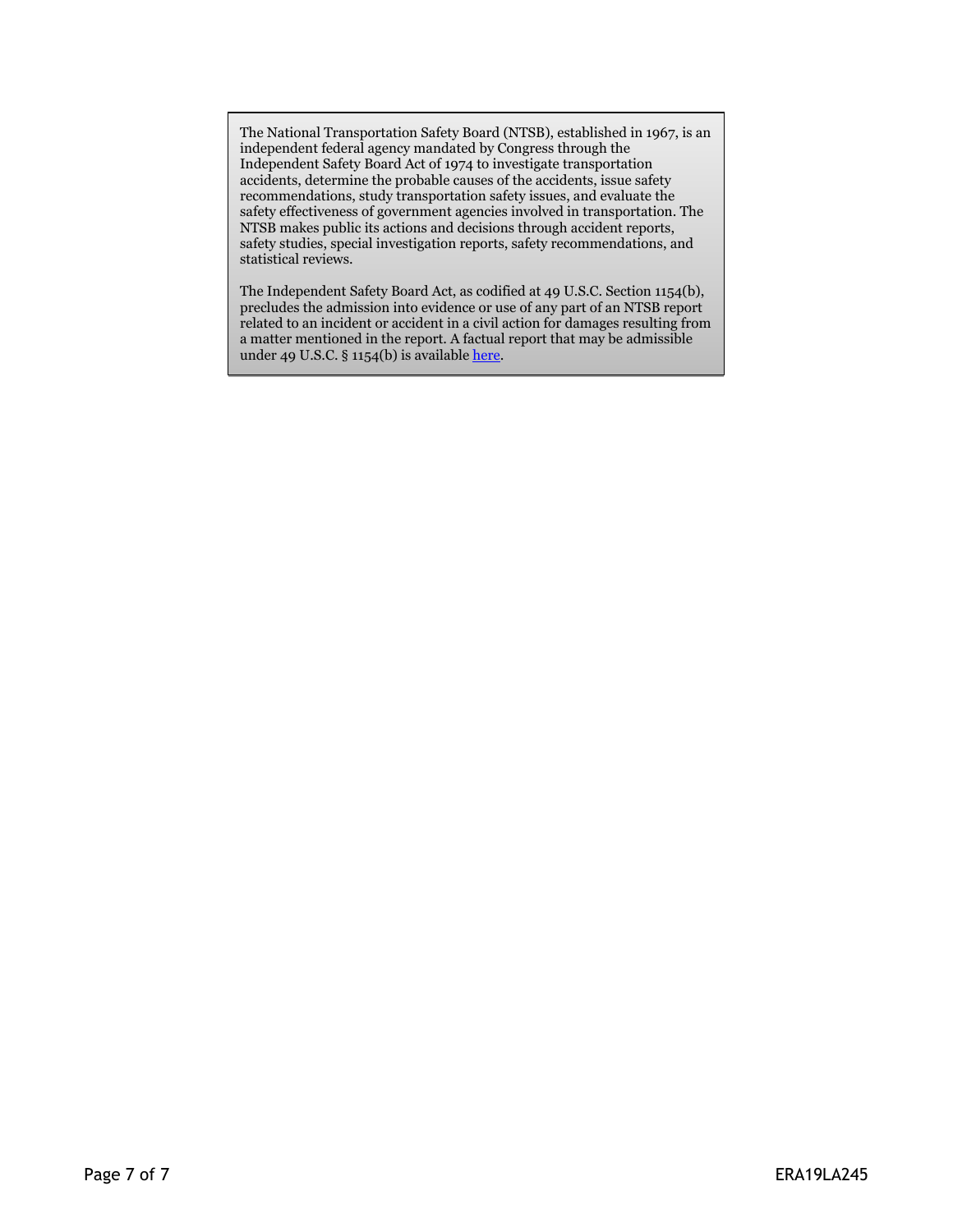The National Transportation Safety Board (NTSB), established in 1967, is an independent federal agency mandated by Congress through the Independent Safety Board Act of 1974 to investigate transportation accidents, determine the probable causes of the accidents, issue safety recommendations, study transportation safety issues, and evaluate the safety effectiveness of government agencies involved in transportation. The NTSB makes public its actions and decisions through accident reports, safety studies, special investigation reports, safety recommendations, and statistical reviews.

The Independent Safety Board Act, as codified at 49 U.S.C. Section 1154(b), precludes the admission into evidence or use of any part of an NTSB report related to an incident or accident in a civil action for damages resulting from a matter mentioned in the report. A factual report that may be admissible under 49 U.S.C. § 1154(b) is available here.